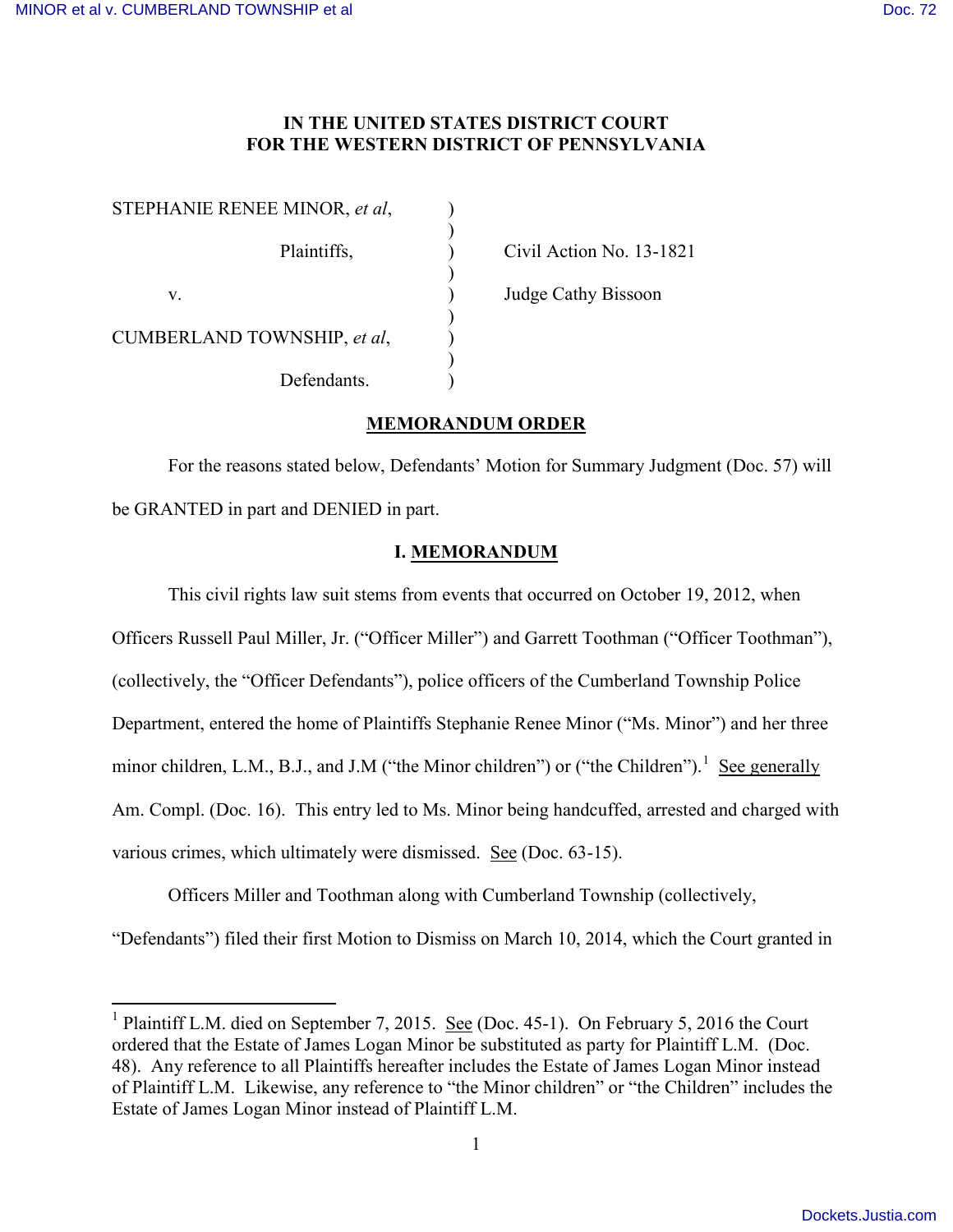**IN THE UNITED STATES DISTRICT COURT**
**FOR THE WESTERN DISTRICT OF PENNSYLVANIA**

| | | |
|---|---|---|
| STEPHANIE RENEE MINOR, *et al*, | ) | |
| Plaintiffs, | ) | Civil Action No. 13-1821 |
| v. | ) | Judge Cathy Bissoon |
| CUMBERLAND TOWNSHIP, *et al*, | ) | |
| Defendants. | ) | |

**MEMORANDUM ORDER**

For the reasons stated below, Defendants' Motion for Summary Judgment (Doc. 57) will be GRANTED in part and DENIED in part.

**I. MEMORANDUM**

This civil rights law suit stems from events that occurred on October 19, 2012, when Officers Russell Paul Miller, Jr. ("Officer Miller") and Garrett Toothman ("Officer Toothman"), (collectively, the "Officer Defendants"), police officers of the Cumberland Township Police Department, entered the home of Plaintiffs Stephanie Renee Minor ("Ms. Minor") and her three minor children, L.M., B.J., and J.M ("the Minor children") or ("the Children").[1] See generally Am. Compl. (Doc. 16). This entry led to Ms. Minor being handcuffed, arrested and charged with various crimes, which ultimately were dismissed. See (Doc. 63-15).

Officers Miller and Toothman along with Cumberland Township (collectively, "Defendants") filed their first Motion to Dismiss on March 10, 2014, which the Court granted in

[1] Plaintiff L.M. died on September 7, 2015. See (Doc. 45-1). On February 5, 2016 the Court ordered that the Estate of James Logan Minor be substituted as party for Plaintiff L.M. (Doc. 48). Any reference to all Plaintiffs hereafter includes the Estate of James Logan Minor instead of Plaintiff L.M. Likewise, any reference to "the Minor children" or "the Children" includes the Estate of James Logan Minor instead of Plaintiff L.M.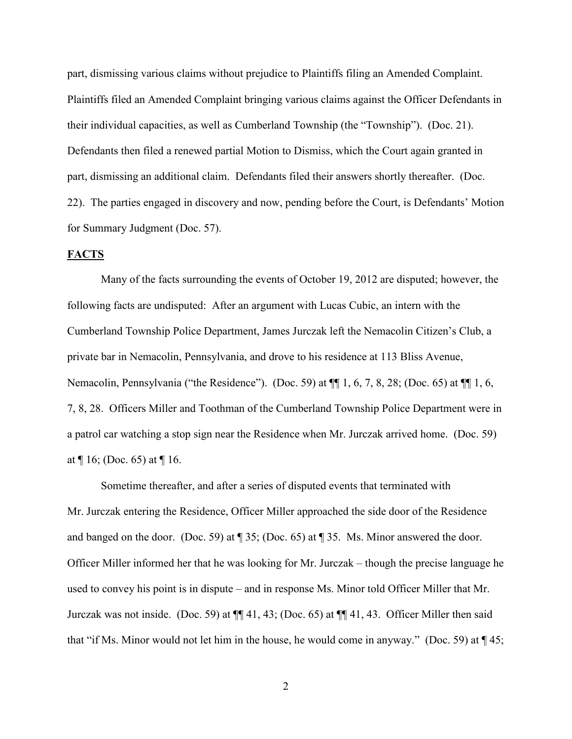part, dismissing various claims without prejudice to Plaintiffs filing an Amended Complaint. Plaintiffs filed an Amended Complaint bringing various claims against the Officer Defendants in their individual capacities, as well as Cumberland Township (the "Township"). (Doc. 21). Defendants then filed a renewed partial Motion to Dismiss, which the Court again granted in part, dismissing an additional claim. Defendants filed their answers shortly thereafter. (Doc. 22). The parties engaged in discovery and now, pending before the Court, is Defendants' Motion for Summary Judgment (Doc. 57).

**FACTS**

Many of the facts surrounding the events of October 19, 2012 are disputed; however, the following facts are undisputed: After an argument with Lucas Cubic, an intern with the Cumberland Township Police Department, James Jurczak left the Nemacolin Citizen's Club, a private bar in Nemacolin, Pennsylvania, and drove to his residence at 113 Bliss Avenue, Nemacolin, Pennsylvania ("the Residence"). (Doc. 59) at ¶¶ 1, 6, 7, 8, 28; (Doc. 65) at ¶¶ 1, 6, 7, 8, 28. Officers Miller and Toothman of the Cumberland Township Police Department were in a patrol car watching a stop sign near the Residence when Mr. Jurczak arrived home. (Doc. 59) at ¶ 16; (Doc. 65) at ¶ 16.

Sometime thereafter, and after a series of disputed events that terminated with Mr. Jurczak entering the Residence, Officer Miller approached the side door of the Residence and banged on the door. (Doc. 59) at ¶ 35; (Doc. 65) at ¶ 35. Ms. Minor answered the door. Officer Miller informed her that he was looking for Mr. Jurczak – though the precise language he used to convey his point is in dispute – and in response Ms. Minor told Officer Miller that Mr. Jurczak was not inside. (Doc. 59) at ¶¶ 41, 43; (Doc. 65) at ¶¶ 41, 43. Officer Miller then said that "if Ms. Minor would not let him in the house, he would come in anyway." (Doc. 59) at ¶ 45;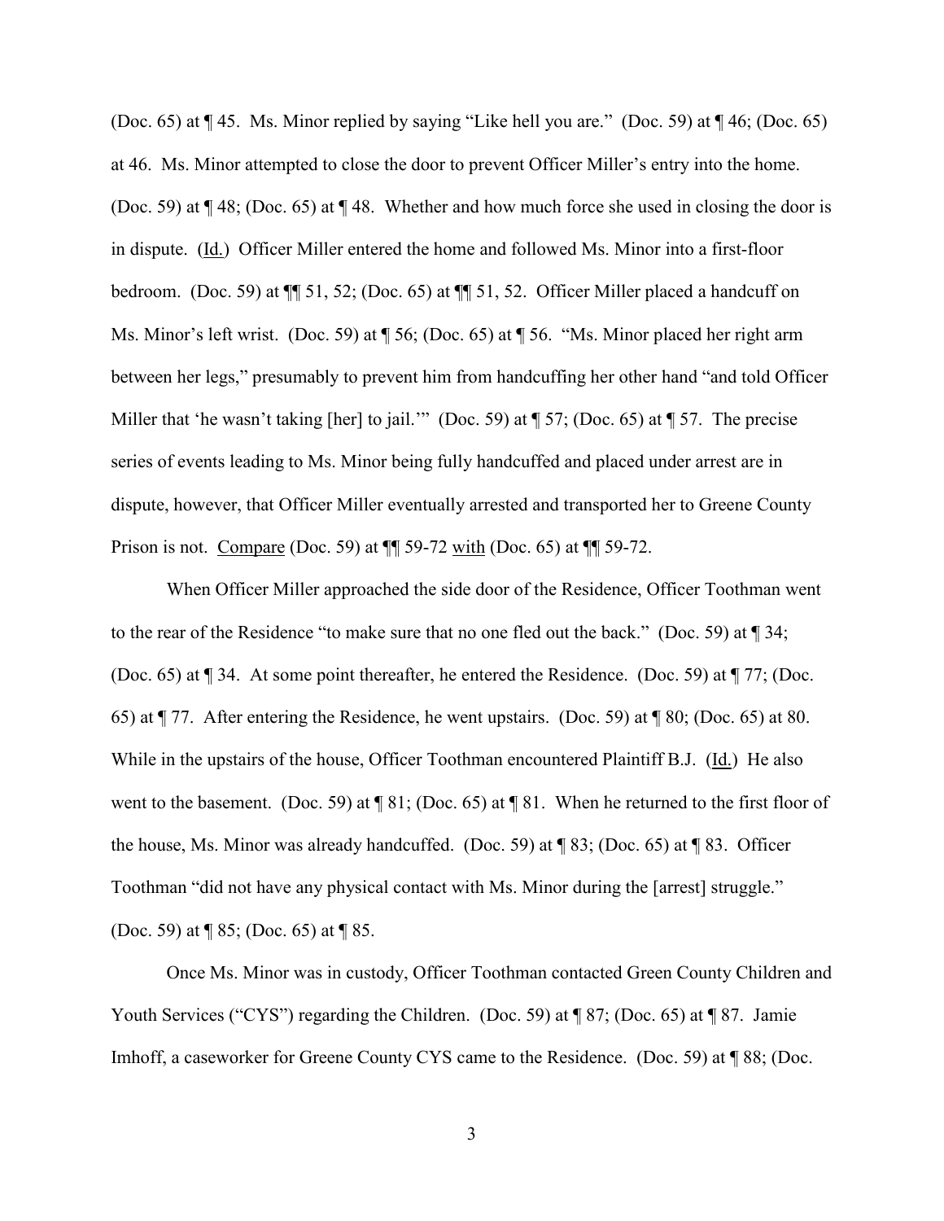(Doc. 65) at ¶ 45. Ms. Minor replied by saying "Like hell you are." (Doc. 59) at ¶ 46; (Doc. 65) at 46. Ms. Minor attempted to close the door to prevent Officer Miller's entry into the home. (Doc. 59) at ¶ 48; (Doc. 65) at ¶ 48. Whether and how much force she used in closing the door is in dispute. (Id.) Officer Miller entered the home and followed Ms. Minor into a first-floor bedroom. (Doc. 59) at ¶¶ 51, 52; (Doc. 65) at ¶¶ 51, 52. Officer Miller placed a handcuff on Ms. Minor's left wrist. (Doc. 59) at ¶ 56; (Doc. 65) at ¶ 56. "Ms. Minor placed her right arm between her legs," presumably to prevent him from handcuffing her other hand "and told Officer Miller that 'he wasn't taking [her] to jail.'" (Doc. 59) at ¶ 57; (Doc. 65) at ¶ 57. The precise series of events leading to Ms. Minor being fully handcuffed and placed under arrest are in dispute, however, that Officer Miller eventually arrested and transported her to Greene County Prison is not. Compare (Doc. 59) at ¶¶ 59-72 with (Doc. 65) at ¶¶ 59-72.

When Officer Miller approached the side door of the Residence, Officer Toothman went to the rear of the Residence "to make sure that no one fled out the back." (Doc. 59) at ¶ 34; (Doc. 65) at ¶ 34. At some point thereafter, he entered the Residence. (Doc. 59) at ¶ 77; (Doc. 65) at ¶ 77. After entering the Residence, he went upstairs. (Doc. 59) at ¶ 80; (Doc. 65) at 80. While in the upstairs of the house, Officer Toothman encountered Plaintiff B.J. (Id.) He also went to the basement. (Doc. 59) at ¶ 81; (Doc. 65) at ¶ 81. When he returned to the first floor of the house, Ms. Minor was already handcuffed. (Doc. 59) at ¶ 83; (Doc. 65) at ¶ 83. Officer Toothman "did not have any physical contact with Ms. Minor during the [arrest] struggle." (Doc. 59) at ¶ 85; (Doc. 65) at ¶ 85.

Once Ms. Minor was in custody, Officer Toothman contacted Green County Children and Youth Services ("CYS") regarding the Children. (Doc. 59) at ¶ 87; (Doc. 65) at ¶ 87. Jamie Imhoff, a caseworker for Greene County CYS came to the Residence. (Doc. 59) at ¶ 88; (Doc.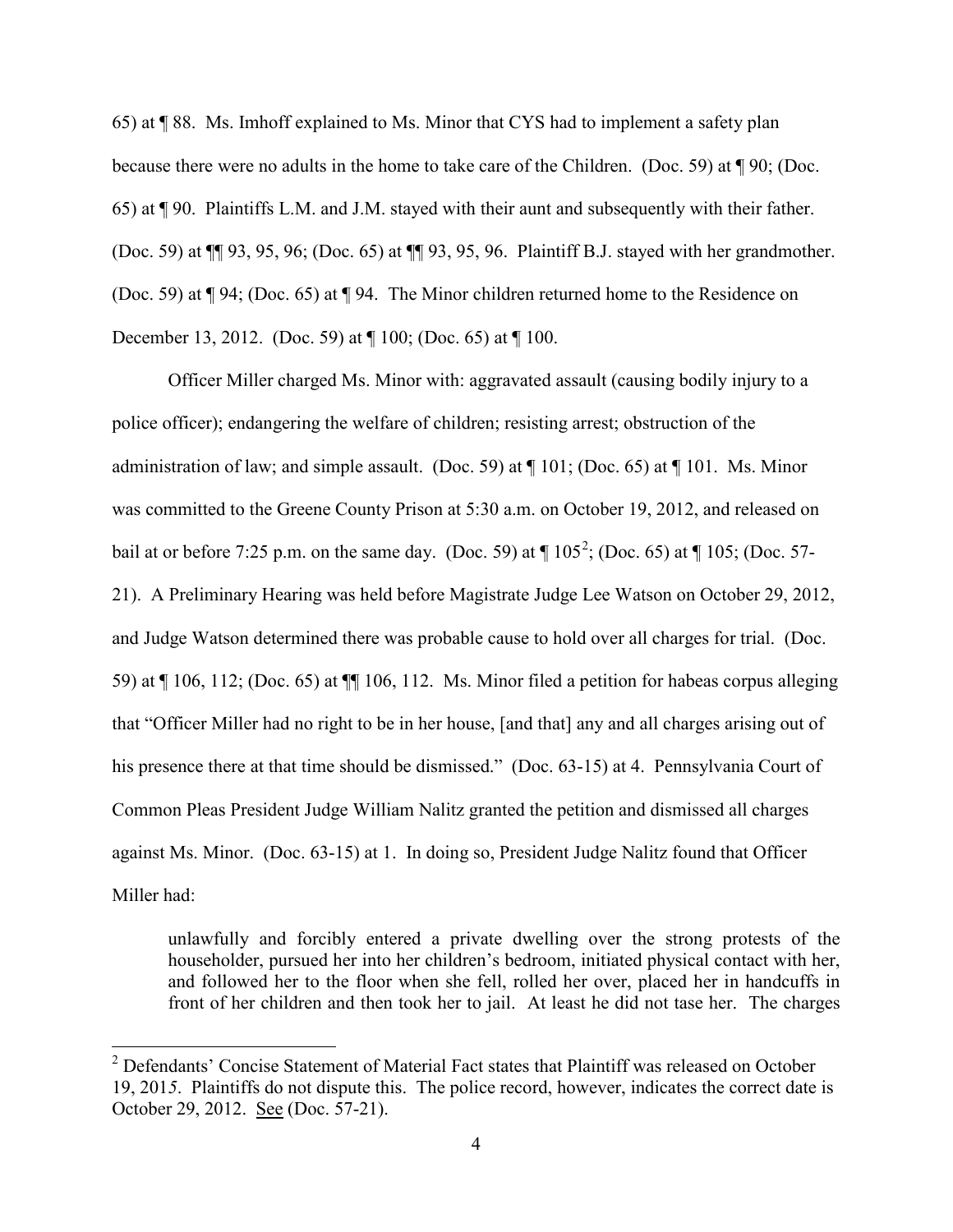65) at ¶ 88. Ms. Imhoff explained to Ms. Minor that CYS had to implement a safety plan because there were no adults in the home to take care of the Children. (Doc. 59) at ¶ 90; (Doc. 65) at ¶ 90. Plaintiffs L.M. and J.M. stayed with their aunt and subsequently with their father. (Doc. 59) at ¶¶ 93, 95, 96; (Doc. 65) at ¶¶ 93, 95, 96. Plaintiff B.J. stayed with her grandmother. (Doc. 59) at ¶ 94; (Doc. 65) at ¶ 94. The Minor children returned home to the Residence on December 13, 2012. (Doc. 59) at ¶ 100; (Doc. 65) at ¶ 100.

Officer Miller charged Ms. Minor with: aggravated assault (causing bodily injury to a police officer); endangering the welfare of children; resisting arrest; obstruction of the administration of law; and simple assault. (Doc. 59) at ¶ 101; (Doc. 65) at ¶ 101. Ms. Minor was committed to the Greene County Prison at 5:30 a.m. on October 19, 2012, and released on bail at or before 7:25 p.m. on the same day. (Doc. 59) at ¶ 105[2]; (Doc. 65) at ¶ 105; (Doc. 57-21). A Preliminary Hearing was held before Magistrate Judge Lee Watson on October 29, 2012, and Judge Watson determined there was probable cause to hold over all charges for trial. (Doc. 59) at ¶ 106, 112; (Doc. 65) at ¶¶ 106, 112. Ms. Minor filed a petition for habeas corpus alleging that "Officer Miller had no right to be in her house, [and that] any and all charges arising out of his presence there at that time should be dismissed." (Doc. 63-15) at 4. Pennsylvania Court of Common Pleas President Judge William Nalitz granted the petition and dismissed all charges against Ms. Minor. (Doc. 63-15) at 1. In doing so, President Judge Nalitz found that Officer Miller had:

> unlawfully and forcibly entered a private dwelling over the strong protests of the householder, pursued her into her children's bedroom, initiated physical contact with her, and followed her to the floor when she fell, rolled her over, placed her in handcuffs in front of her children and then took her to jail. At least he did not tase her. The charges

[2] Defendants' Concise Statement of Material Fact states that Plaintiff was released on October 19, 2015. Plaintiffs do not dispute this. The police record, however, indicates the correct date is October 29, 2012. See (Doc. 57-21).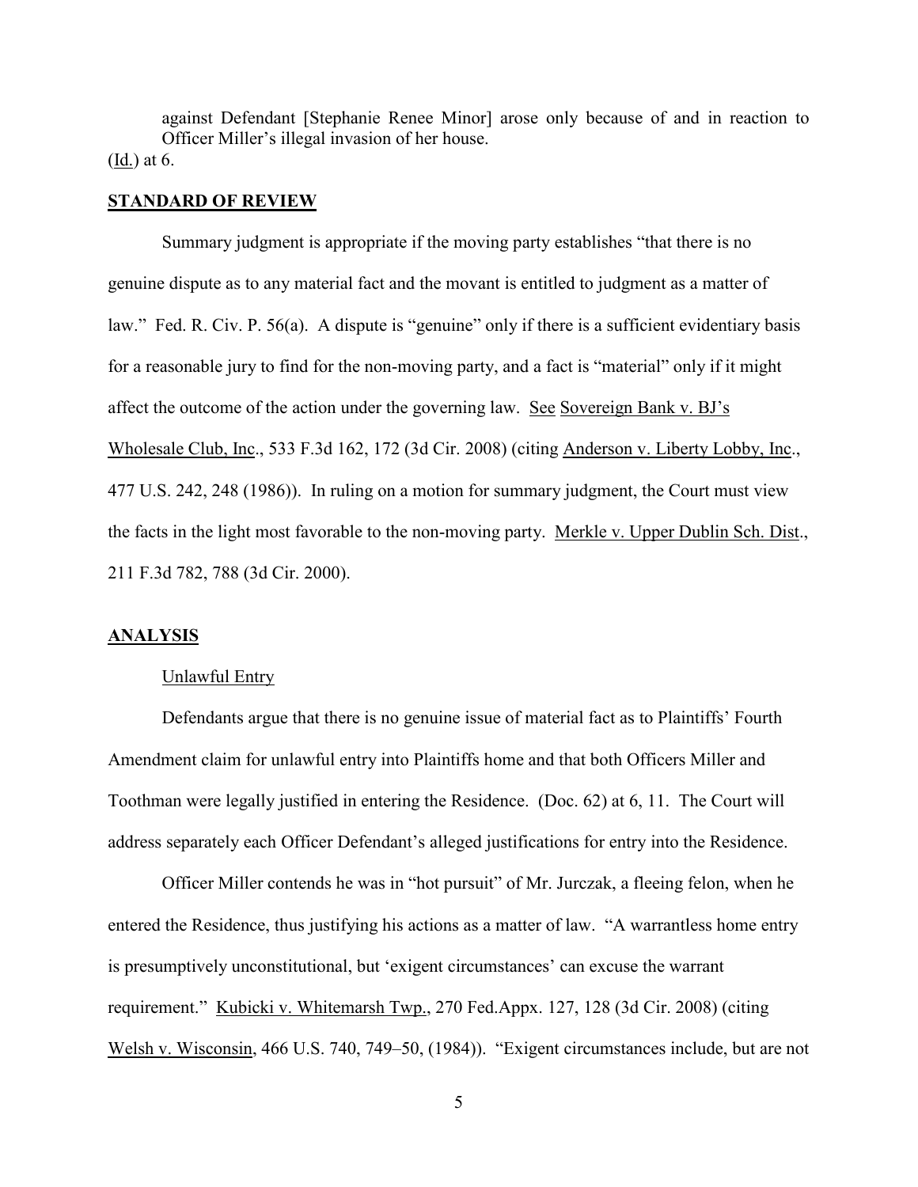against Defendant [Stephanie Renee Minor] arose only because of and in reaction to Officer Miller's illegal invasion of her house.

(Id.) at 6.

## STANDARD OF REVIEW

Summary judgment is appropriate if the moving party establishes "that there is no genuine dispute as to any material fact and the movant is entitled to judgment as a matter of law." Fed. R. Civ. P. 56(a). A dispute is "genuine" only if there is a sufficient evidentiary basis for a reasonable jury to find for the non-moving party, and a fact is "material" only if it might affect the outcome of the action under the governing law. See Sovereign Bank v. BJ's Wholesale Club, Inc., 533 F.3d 162, 172 (3d Cir. 2008) (citing Anderson v. Liberty Lobby, Inc., 477 U.S. 242, 248 (1986)). In ruling on a motion for summary judgment, the Court must view the facts in the light most favorable to the non-moving party. Merkle v. Upper Dublin Sch. Dist., 211 F.3d 782, 788 (3d Cir. 2000).

## ANALYSIS

### Unlawful Entry

Defendants argue that there is no genuine issue of material fact as to Plaintiffs' Fourth Amendment claim for unlawful entry into Plaintiffs home and that both Officers Miller and Toothman were legally justified in entering the Residence. (Doc. 62) at 6, 11. The Court will address separately each Officer Defendant's alleged justifications for entry into the Residence.

Officer Miller contends he was in "hot pursuit" of Mr. Jurczak, a fleeing felon, when he entered the Residence, thus justifying his actions as a matter of law. "A warrantless home entry is presumptively unconstitutional, but 'exigent circumstances' can excuse the warrant requirement." Kubicki v. Whitemarsh Twp., 270 Fed.Appx. 127, 128 (3d Cir. 2008) (citing Welsh v. Wisconsin, 466 U.S. 740, 749–50, (1984)). "Exigent circumstances include, but are not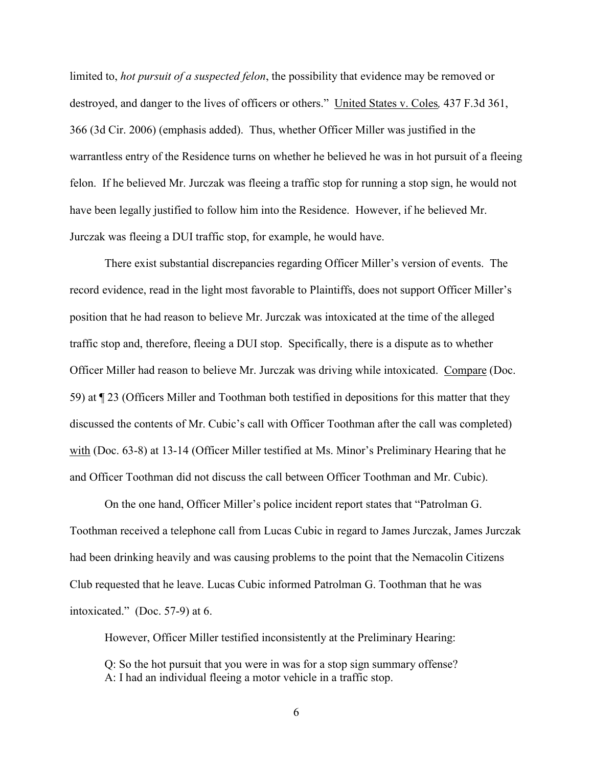limited to, *hot pursuit of a suspected felon*, the possibility that evidence may be removed or destroyed, and danger to the lives of officers or others." United States v. Coles*,* 437 F.3d 361, 366 (3d Cir. 2006) (emphasis added). Thus, whether Officer Miller was justified in the warrantless entry of the Residence turns on whether he believed he was in hot pursuit of a fleeing felon. If he believed Mr. Jurczak was fleeing a traffic stop for running a stop sign, he would not have been legally justified to follow him into the Residence. However, if he believed Mr. Jurczak was fleeing a DUI traffic stop, for example, he would have.

There exist substantial discrepancies regarding Officer Miller's version of events. The record evidence, read in the light most favorable to Plaintiffs, does not support Officer Miller's position that he had reason to believe Mr. Jurczak was intoxicated at the time of the alleged traffic stop and, therefore, fleeing a DUI stop. Specifically, there is a dispute as to whether Officer Miller had reason to believe Mr. Jurczak was driving while intoxicated. Compare (Doc. 59) at ¶ 23 (Officers Miller and Toothman both testified in depositions for this matter that they discussed the contents of Mr. Cubic's call with Officer Toothman after the call was completed) with (Doc. 63-8) at 13-14 (Officer Miller testified at Ms. Minor's Preliminary Hearing that he and Officer Toothman did not discuss the call between Officer Toothman and Mr. Cubic).

On the one hand, Officer Miller's police incident report states that "Patrolman G. Toothman received a telephone call from Lucas Cubic in regard to James Jurczak, James Jurczak had been drinking heavily and was causing problems to the point that the Nemacolin Citizens Club requested that he leave. Lucas Cubic informed Patrolman G. Toothman that he was intoxicated." (Doc. 57-9) at 6.

However, Officer Miller testified inconsistently at the Preliminary Hearing:

> Q: So the hot pursuit that you were in was for a stop sign summary offense?
> A: I had an individual fleeing a motor vehicle in a traffic stop.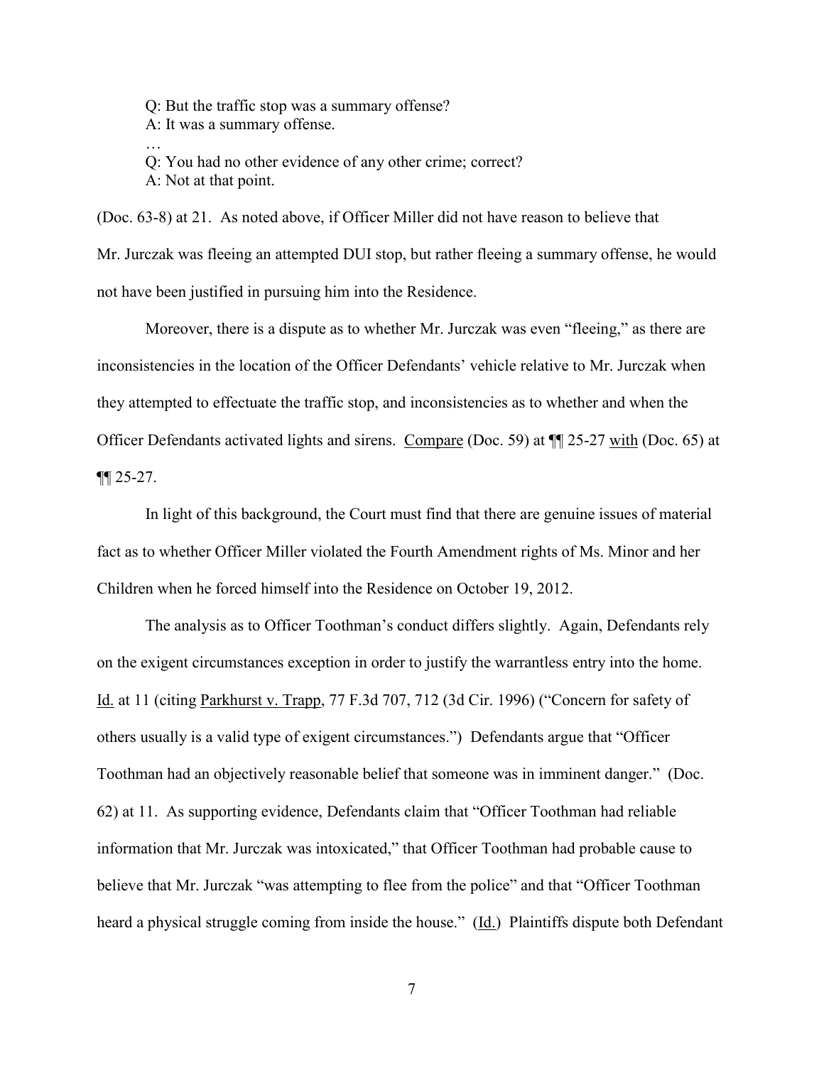Q: But the traffic stop was a summary offense?
A: It was a summary offense.
…
Q: You had no other evidence of any other crime; correct?
A: Not at that point.

(Doc. 63-8) at 21. As noted above, if Officer Miller did not have reason to believe that Mr. Jurczak was fleeing an attempted DUI stop, but rather fleeing a summary offense, he would not have been justified in pursuing him into the Residence.

Moreover, there is a dispute as to whether Mr. Jurczak was even "fleeing," as there are inconsistencies in the location of the Officer Defendants' vehicle relative to Mr. Jurczak when they attempted to effectuate the traffic stop, and inconsistencies as to whether and when the Officer Defendants activated lights and sirens. Compare (Doc. 59) at ¶¶ 25-27 with (Doc. 65) at ¶¶ 25-27.

In light of this background, the Court must find that there are genuine issues of material fact as to whether Officer Miller violated the Fourth Amendment rights of Ms. Minor and her Children when he forced himself into the Residence on October 19, 2012.

The analysis as to Officer Toothman's conduct differs slightly. Again, Defendants rely on the exigent circumstances exception in order to justify the warrantless entry into the home. Id. at 11 (citing Parkhurst v. Trapp, 77 F.3d 707, 712 (3d Cir. 1996) ("Concern for safety of others usually is a valid type of exigent circumstances.") Defendants argue that "Officer Toothman had an objectively reasonable belief that someone was in imminent danger." (Doc. 62) at 11. As supporting evidence, Defendants claim that "Officer Toothman had reliable information that Mr. Jurczak was intoxicated," that Officer Toothman had probable cause to believe that Mr. Jurczak "was attempting to flee from the police" and that "Officer Toothman heard a physical struggle coming from inside the house." (Id.) Plaintiffs dispute both Defendant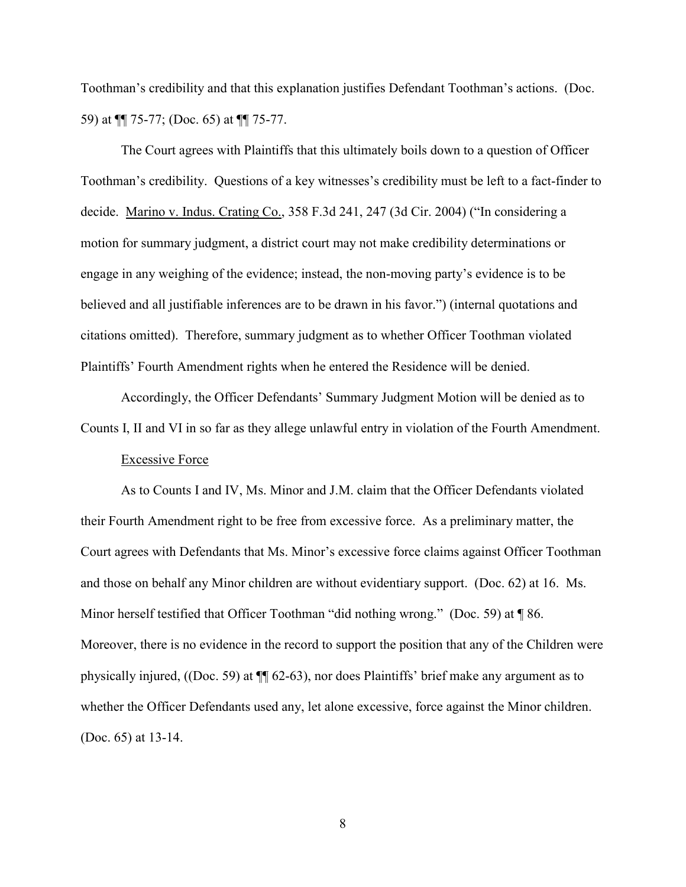Toothman's credibility and that this explanation justifies Defendant Toothman's actions. (Doc. 59) at ¶¶ 75-77; (Doc. 65) at ¶¶ 75-77.

The Court agrees with Plaintiffs that this ultimately boils down to a question of Officer Toothman's credibility. Questions of a key witnesses's credibility must be left to a fact-finder to decide. Marino v. Indus. Crating Co., 358 F.3d 241, 247 (3d Cir. 2004) ("In considering a motion for summary judgment, a district court may not make credibility determinations or engage in any weighing of the evidence; instead, the non-moving party's evidence is to be believed and all justifiable inferences are to be drawn in his favor.") (internal quotations and citations omitted). Therefore, summary judgment as to whether Officer Toothman violated Plaintiffs' Fourth Amendment rights when he entered the Residence will be denied.

Accordingly, the Officer Defendants' Summary Judgment Motion will be denied as to Counts I, II and VI in so far as they allege unlawful entry in violation of the Fourth Amendment.

Excessive Force

As to Counts I and IV, Ms. Minor and J.M. claim that the Officer Defendants violated their Fourth Amendment right to be free from excessive force. As a preliminary matter, the Court agrees with Defendants that Ms. Minor's excessive force claims against Officer Toothman and those on behalf any Minor children are without evidentiary support. (Doc. 62) at 16. Ms. Minor herself testified that Officer Toothman "did nothing wrong." (Doc. 59) at ¶ 86. Moreover, there is no evidence in the record to support the position that any of the Children were physically injured, ((Doc. 59) at ¶¶ 62-63), nor does Plaintiffs' brief make any argument as to whether the Officer Defendants used any, let alone excessive, force against the Minor children. (Doc. 65) at 13-14.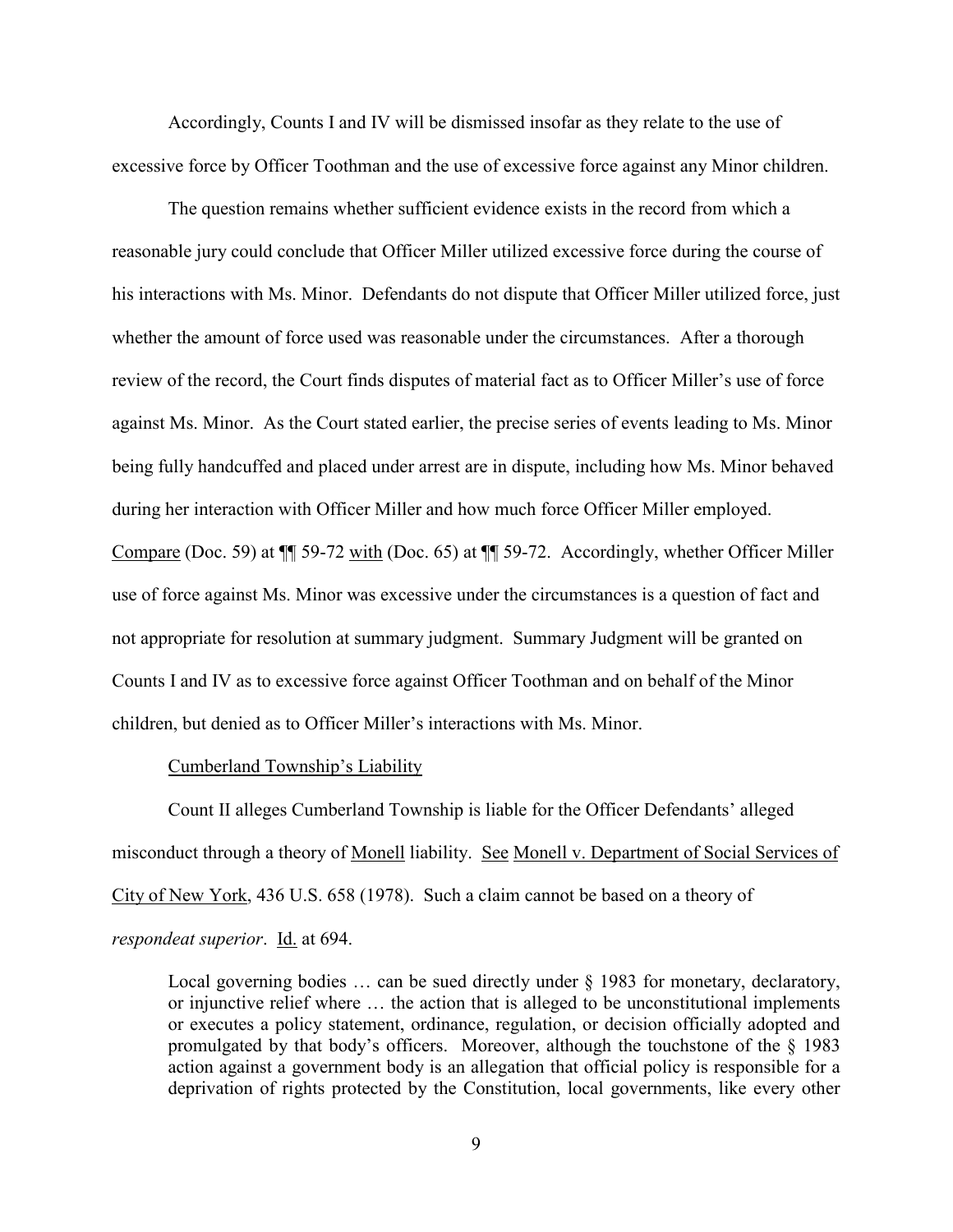Accordingly, Counts I and IV will be dismissed insofar as they relate to the use of excessive force by Officer Toothman and the use of excessive force against any Minor children.

The question remains whether sufficient evidence exists in the record from which a reasonable jury could conclude that Officer Miller utilized excessive force during the course of his interactions with Ms. Minor. Defendants do not dispute that Officer Miller utilized force, just whether the amount of force used was reasonable under the circumstances. After a thorough review of the record, the Court finds disputes of material fact as to Officer Miller's use of force against Ms. Minor. As the Court stated earlier, the precise series of events leading to Ms. Minor being fully handcuffed and placed under arrest are in dispute, including how Ms. Minor behaved during her interaction with Officer Miller and how much force Officer Miller employed. Compare (Doc. 59) at ¶¶ 59-72 with (Doc. 65) at ¶¶ 59-72. Accordingly, whether Officer Miller use of force against Ms. Minor was excessive under the circumstances is a question of fact and not appropriate for resolution at summary judgment. Summary Judgment will be granted on Counts I and IV as to excessive force against Officer Toothman and on behalf of the Minor children, but denied as to Officer Miller's interactions with Ms. Minor.

Cumberland Township's Liability

Count II alleges Cumberland Township is liable for the Officer Defendants' alleged misconduct through a theory of Monell liability. See Monell v. Department of Social Services of City of New York, 436 U.S. 658 (1978). Such a claim cannot be based on a theory of *respondeat superior*. Id. at 694.

> Local governing bodies … can be sued directly under § 1983 for monetary, declaratory, or injunctive relief where … the action that is alleged to be unconstitutional implements or executes a policy statement, ordinance, regulation, or decision officially adopted and promulgated by that body's officers. Moreover, although the touchstone of the § 1983 action against a government body is an allegation that official policy is responsible for a deprivation of rights protected by the Constitution, local governments, like every other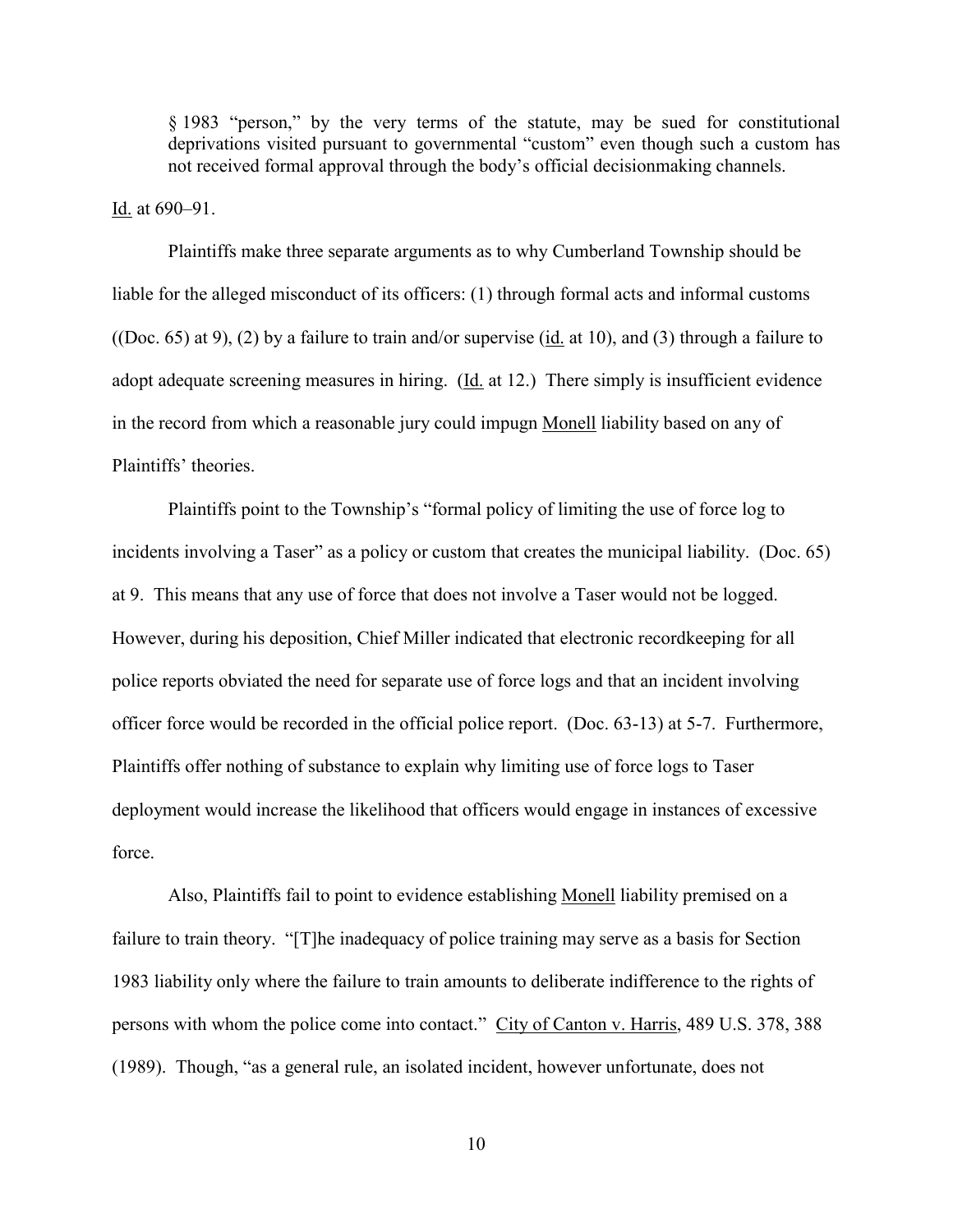> § 1983 "person," by the very terms of the statute, may be sued for constitutional deprivations visited pursuant to governmental "custom" even though such a custom has not received formal approval through the body's official decisionmaking channels.

Id. at 690–91.

Plaintiffs make three separate arguments as to why Cumberland Township should be liable for the alleged misconduct of its officers: (1) through formal acts and informal customs ((Doc. 65) at 9), (2) by a failure to train and/or supervise (id. at 10), and (3) through a failure to adopt adequate screening measures in hiring. (Id. at 12.) There simply is insufficient evidence in the record from which a reasonable jury could impugn Monell liability based on any of Plaintiffs' theories.

Plaintiffs point to the Township's "formal policy of limiting the use of force log to incidents involving a Taser" as a policy or custom that creates the municipal liability. (Doc. 65) at 9. This means that any use of force that does not involve a Taser would not be logged. However, during his deposition, Chief Miller indicated that electronic recordkeeping for all police reports obviated the need for separate use of force logs and that an incident involving officer force would be recorded in the official police report. (Doc. 63-13) at 5-7. Furthermore, Plaintiffs offer nothing of substance to explain why limiting use of force logs to Taser deployment would increase the likelihood that officers would engage in instances of excessive force.

Also, Plaintiffs fail to point to evidence establishing Monell liability premised on a failure to train theory. "[T]he inadequacy of police training may serve as a basis for Section 1983 liability only where the failure to train amounts to deliberate indifference to the rights of persons with whom the police come into contact." City of Canton v. Harris, 489 U.S. 378, 388 (1989). Though, "as a general rule, an isolated incident, however unfortunate, does not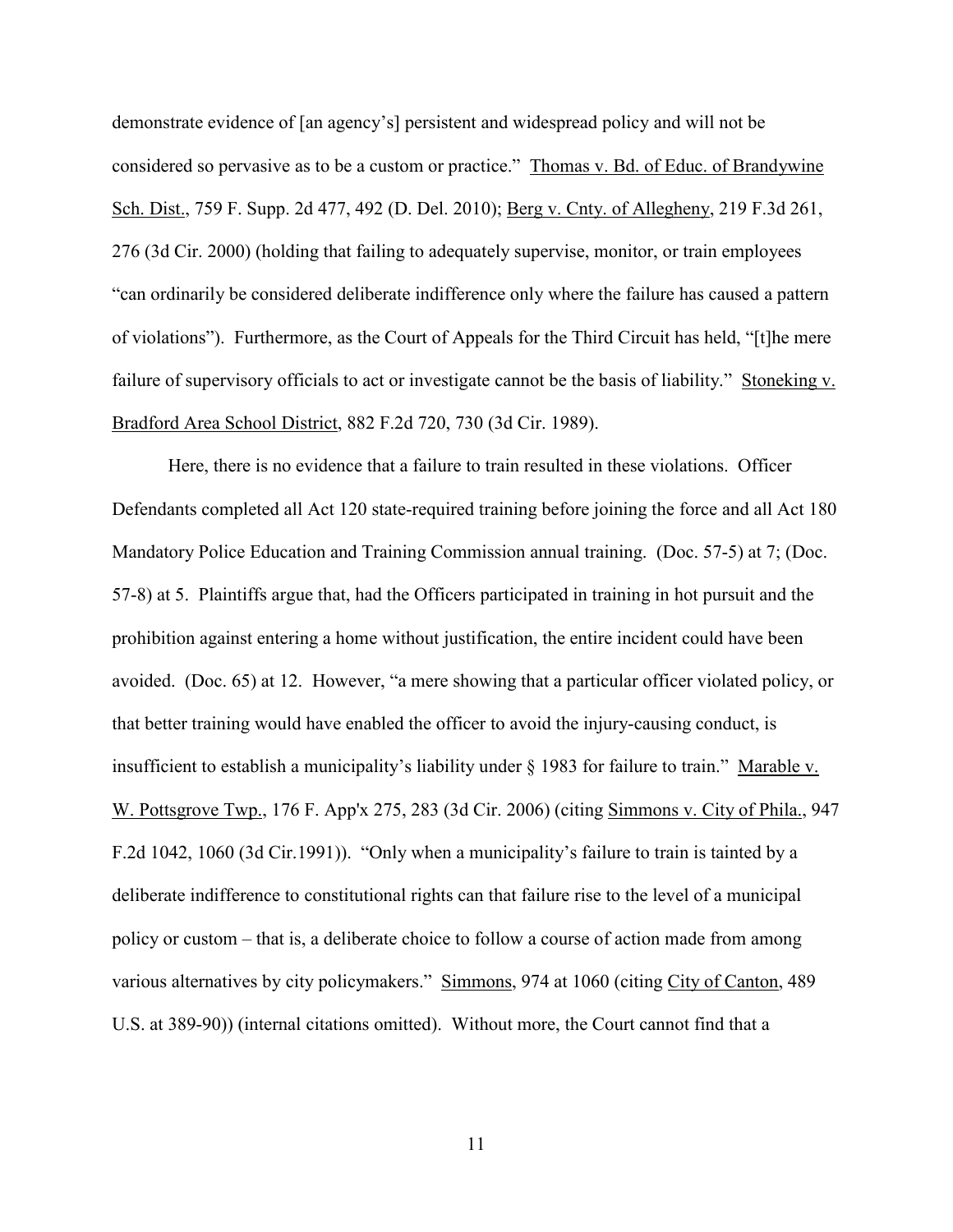demonstrate evidence of [an agency's] persistent and widespread policy and will not be considered so pervasive as to be a custom or practice." Thomas v. Bd. of Educ. of Brandywine Sch. Dist., 759 F. Supp. 2d 477, 492 (D. Del. 2010); Berg v. Cnty. of Allegheny, 219 F.3d 261, 276 (3d Cir. 2000) (holding that failing to adequately supervise, monitor, or train employees "can ordinarily be considered deliberate indifference only where the failure has caused a pattern of violations"). Furthermore, as the Court of Appeals for the Third Circuit has held, "[t]he mere failure of supervisory officials to act or investigate cannot be the basis of liability." Stoneking v. Bradford Area School District, 882 F.2d 720, 730 (3d Cir. 1989).

Here, there is no evidence that a failure to train resulted in these violations. Officer Defendants completed all Act 120 state-required training before joining the force and all Act 180 Mandatory Police Education and Training Commission annual training. (Doc. 57-5) at 7; (Doc. 57-8) at 5. Plaintiffs argue that, had the Officers participated in training in hot pursuit and the prohibition against entering a home without justification, the entire incident could have been avoided. (Doc. 65) at 12. However, "a mere showing that a particular officer violated policy, or that better training would have enabled the officer to avoid the injury-causing conduct, is insufficient to establish a municipality's liability under § 1983 for failure to train." Marable v. W. Pottsgrove Twp., 176 F. App'x 275, 283 (3d Cir. 2006) (citing Simmons v. City of Phila., 947 F.2d 1042, 1060 (3d Cir.1991)). "Only when a municipality's failure to train is tainted by a deliberate indifference to constitutional rights can that failure rise to the level of a municipal policy or custom – that is, a deliberate choice to follow a course of action made from among various alternatives by city policymakers." Simmons, 974 at 1060 (citing City of Canton, 489 U.S. at 389-90)) (internal citations omitted). Without more, the Court cannot find that a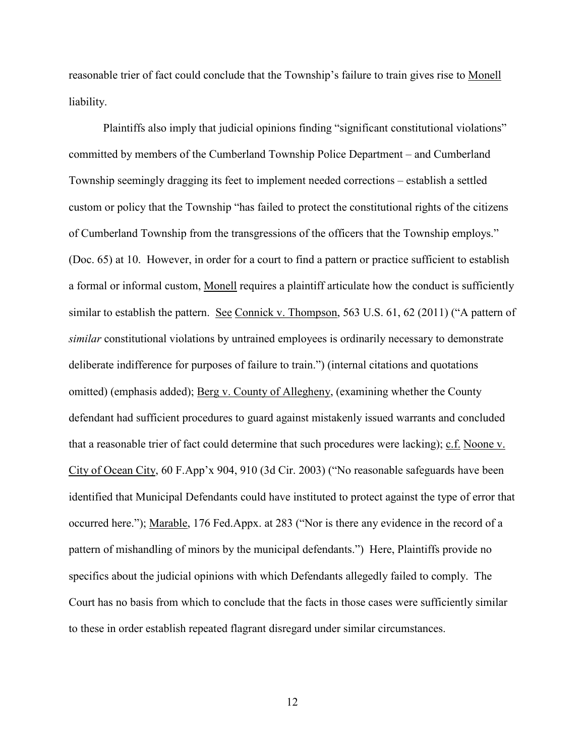reasonable trier of fact could conclude that the Township's failure to train gives rise to Monell liability.

Plaintiffs also imply that judicial opinions finding "significant constitutional violations" committed by members of the Cumberland Township Police Department – and Cumberland Township seemingly dragging its feet to implement needed corrections – establish a settled custom or policy that the Township "has failed to protect the constitutional rights of the citizens of Cumberland Township from the transgressions of the officers that the Township employs." (Doc. 65) at 10. However, in order for a court to find a pattern or practice sufficient to establish a formal or informal custom, Monell requires a plaintiff articulate how the conduct is sufficiently similar to establish the pattern. See Connick v. Thompson, 563 U.S. 61, 62 (2011) ("A pattern of *similar* constitutional violations by untrained employees is ordinarily necessary to demonstrate deliberate indifference for purposes of failure to train.") (internal citations and quotations omitted) (emphasis added); Berg v. County of Allegheny, (examining whether the County defendant had sufficient procedures to guard against mistakenly issued warrants and concluded that a reasonable trier of fact could determine that such procedures were lacking); c.f. Noone v. City of Ocean City, 60 F.App'x 904, 910 (3d Cir. 2003) ("No reasonable safeguards have been identified that Municipal Defendants could have instituted to protect against the type of error that occurred here."); Marable, 176 Fed.Appx. at 283 ("Nor is there any evidence in the record of a pattern of mishandling of minors by the municipal defendants.") Here, Plaintiffs provide no specifics about the judicial opinions with which Defendants allegedly failed to comply. The Court has no basis from which to conclude that the facts in those cases were sufficiently similar to these in order establish repeated flagrant disregard under similar circumstances.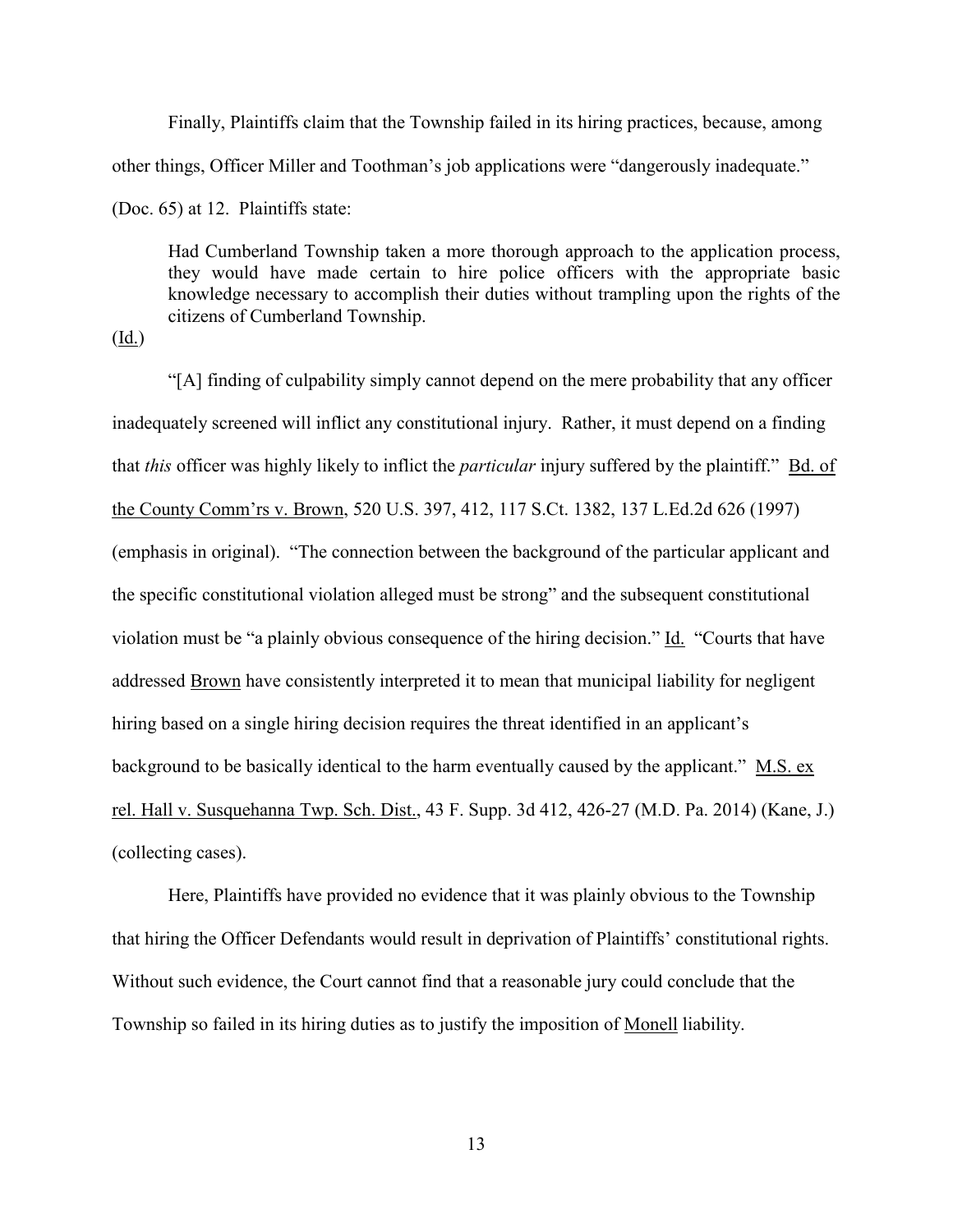Finally, Plaintiffs claim that the Township failed in its hiring practices, because, among other things, Officer Miller and Toothman's job applications were "dangerously inadequate." (Doc. 65) at 12. Plaintiffs state:

> Had Cumberland Township taken a more thorough approach to the application process, they would have made certain to hire police officers with the appropriate basic knowledge necessary to accomplish their duties without trampling upon the rights of the citizens of Cumberland Township.

(Id.)

"[A] finding of culpability simply cannot depend on the mere probability that any officer inadequately screened will inflict any constitutional injury. Rather, it must depend on a finding that *this* officer was highly likely to inflict the *particular* injury suffered by the plaintiff." Bd. of the County Comm'rs v. Brown, 520 U.S. 397, 412, 117 S.Ct. 1382, 137 L.Ed.2d 626 (1997) (emphasis in original). "The connection between the background of the particular applicant and the specific constitutional violation alleged must be strong" and the subsequent constitutional violation must be "a plainly obvious consequence of the hiring decision." Id. "Courts that have addressed Brown have consistently interpreted it to mean that municipal liability for negligent hiring based on a single hiring decision requires the threat identified in an applicant's background to be basically identical to the harm eventually caused by the applicant." M.S. ex rel. Hall v. Susquehanna Twp. Sch. Dist., 43 F. Supp. 3d 412, 426-27 (M.D. Pa. 2014) (Kane, J.) (collecting cases).

Here, Plaintiffs have provided no evidence that it was plainly obvious to the Township that hiring the Officer Defendants would result in deprivation of Plaintiffs' constitutional rights. Without such evidence, the Court cannot find that a reasonable jury could conclude that the Township so failed in its hiring duties as to justify the imposition of Monell liability.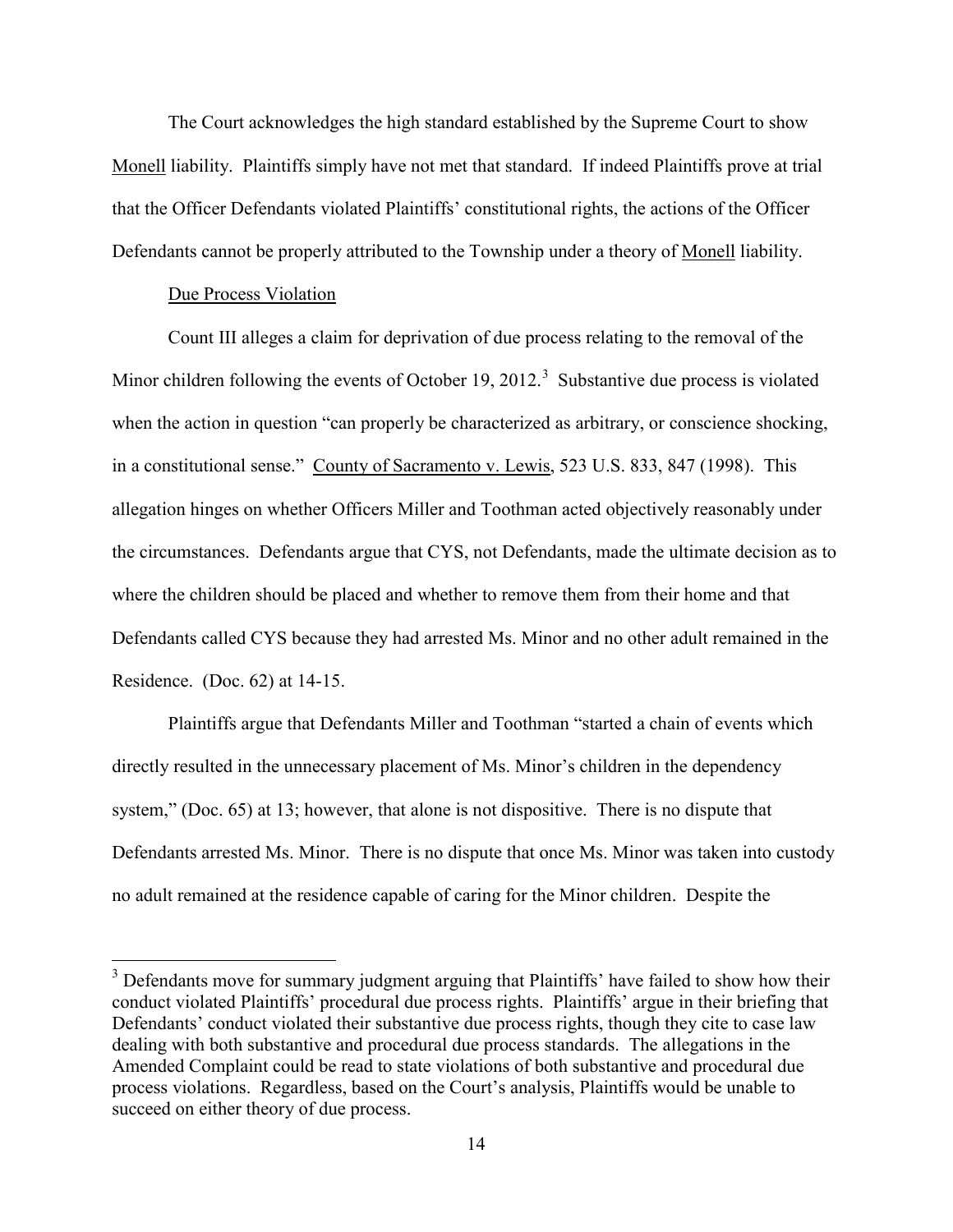The Court acknowledges the high standard established by the Supreme Court to show Monell liability. Plaintiffs simply have not met that standard. If indeed Plaintiffs prove at trial that the Officer Defendants violated Plaintiffs' constitutional rights, the actions of the Officer Defendants cannot be properly attributed to the Township under a theory of Monell liability.

Due Process Violation

Count III alleges a claim for deprivation of due process relating to the removal of the Minor children following the events of October 19, 2012.[3] Substantive due process is violated when the action in question "can properly be characterized as arbitrary, or conscience shocking, in a constitutional sense." County of Sacramento v. Lewis, 523 U.S. 833, 847 (1998). This allegation hinges on whether Officers Miller and Toothman acted objectively reasonably under the circumstances. Defendants argue that CYS, not Defendants, made the ultimate decision as to where the children should be placed and whether to remove them from their home and that Defendants called CYS because they had arrested Ms. Minor and no other adult remained in the Residence. (Doc. 62) at 14-15.

Plaintiffs argue that Defendants Miller and Toothman "started a chain of events which directly resulted in the unnecessary placement of Ms. Minor's children in the dependency system," (Doc. 65) at 13; however, that alone is not dispositive. There is no dispute that Defendants arrested Ms. Minor. There is no dispute that once Ms. Minor was taken into custody no adult remained at the residence capable of caring for the Minor children. Despite the

[3] Defendants move for summary judgment arguing that Plaintiffs' have failed to show how their conduct violated Plaintiffs' procedural due process rights. Plaintiffs' argue in their briefing that Defendants' conduct violated their substantive due process rights, though they cite to case law dealing with both substantive and procedural due process standards. The allegations in the Amended Complaint could be read to state violations of both substantive and procedural due process violations. Regardless, based on the Court's analysis, Plaintiffs would be unable to succeed on either theory of due process.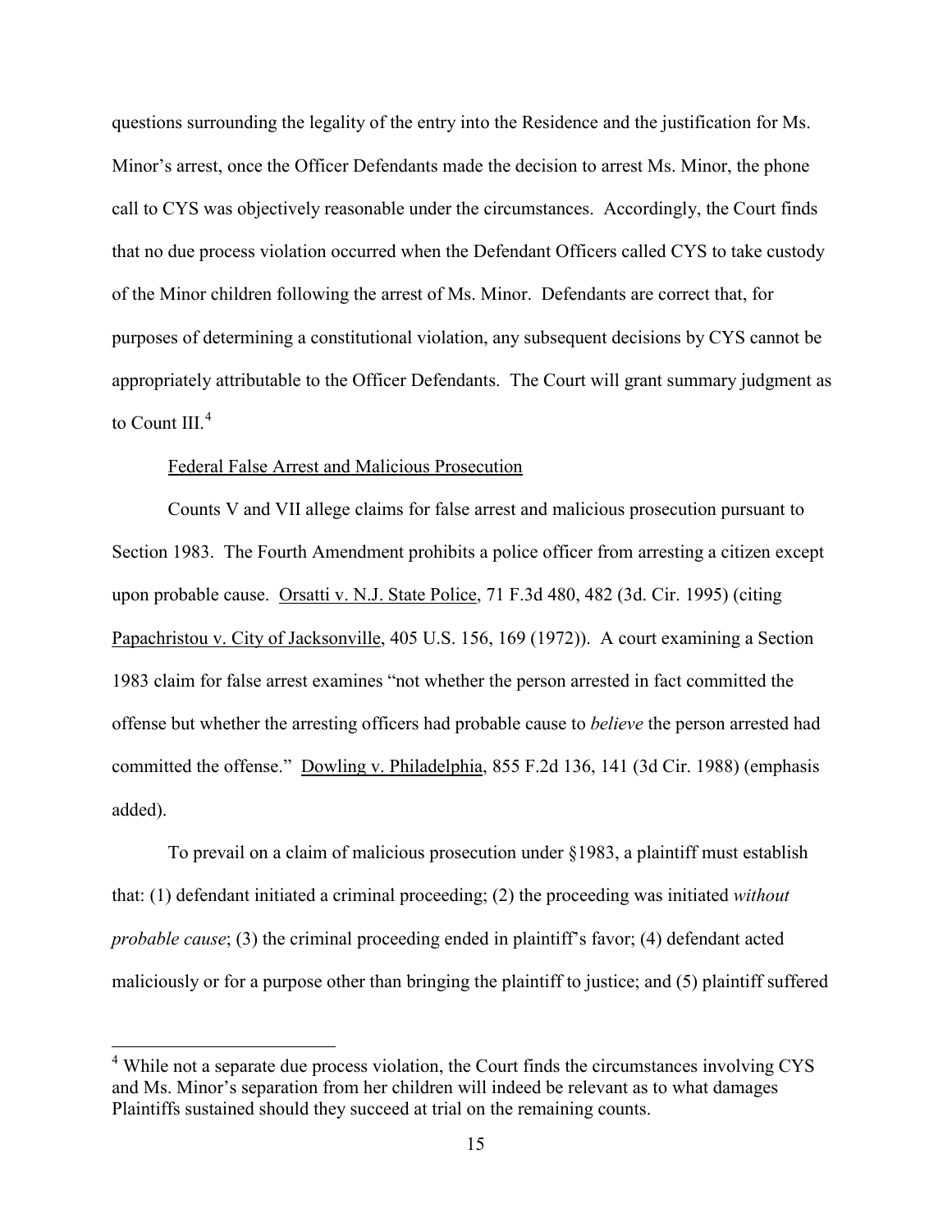questions surrounding the legality of the entry into the Residence and the justification for Ms. Minor's arrest, once the Officer Defendants made the decision to arrest Ms. Minor, the phone call to CYS was objectively reasonable under the circumstances. Accordingly, the Court finds that no due process violation occurred when the Defendant Officers called CYS to take custody of the Minor children following the arrest of Ms. Minor. Defendants are correct that, for purposes of determining a constitutional violation, any subsequent decisions by CYS cannot be appropriately attributable to the Officer Defendants. The Court will grant summary judgment as to Count III.[4]

<u>Federal False Arrest and Malicious Prosecution</u>

Counts V and VII allege claims for false arrest and malicious prosecution pursuant to Section 1983. The Fourth Amendment prohibits a police officer from arresting a citizen except upon probable cause. <u>Orsatti v. N.J. State Police</u>, 71 F.3d 480, 482 (3d. Cir. 1995) (citing <u>Papachristou v. City of Jacksonville</u>, 405 U.S. 156, 169 (1972)). A court examining a Section 1983 claim for false arrest examines "not whether the person arrested in fact committed the offense but whether the arresting officers had probable cause to *believe* the person arrested had committed the offense." <u>Dowling v. Philadelphia</u>, 855 F.2d 136, 141 (3d Cir. 1988) (emphasis added).

To prevail on a claim of malicious prosecution under §1983, a plaintiff must establish that: (1) defendant initiated a criminal proceeding; (2) the proceeding was initiated *without probable cause*; (3) the criminal proceeding ended in plaintiff's favor; (4) defendant acted maliciously or for a purpose other than bringing the plaintiff to justice; and (5) plaintiff suffered

---

[4] While not a separate due process violation, the Court finds the circumstances involving CYS and Ms. Minor's separation from her children will indeed be relevant as to what damages Plaintiffs sustained should they succeed at trial on the remaining counts.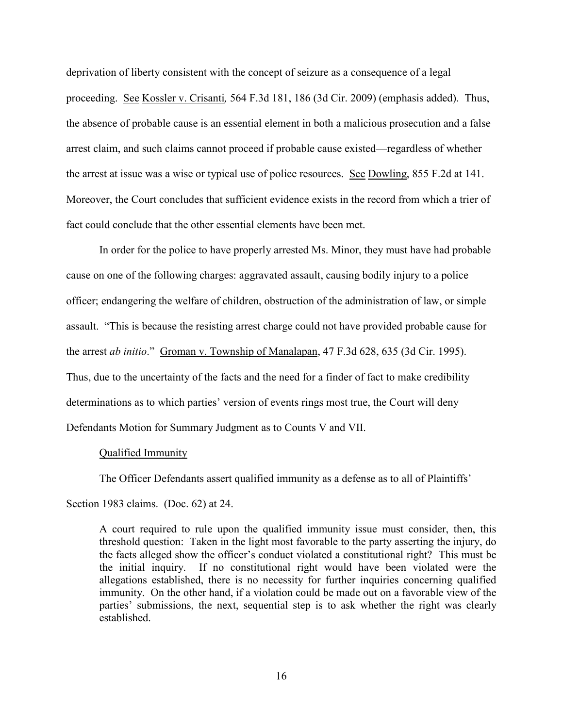deprivation of liberty consistent with the concept of seizure as a consequence of a legal proceeding. See Kossler v. Crisanti*,* 564 F.3d 181, 186 (3d Cir. 2009) (emphasis added). Thus, the absence of probable cause is an essential element in both a malicious prosecution and a false arrest claim, and such claims cannot proceed if probable cause existed—regardless of whether the arrest at issue was a wise or typical use of police resources. See Dowling, 855 F.2d at 141. Moreover, the Court concludes that sufficient evidence exists in the record from which a trier of fact could conclude that the other essential elements have been met.

In order for the police to have properly arrested Ms. Minor, they must have had probable cause on one of the following charges: aggravated assault, causing bodily injury to a police officer; endangering the welfare of children, obstruction of the administration of law, or simple assault. "This is because the resisting arrest charge could not have provided probable cause for the arrest *ab initio*." Groman v. Township of Manalapan, 47 F.3d 628, 635 (3d Cir. 1995). Thus, due to the uncertainty of the facts and the need for a finder of fact to make credibility determinations as to which parties' version of events rings most true, the Court will deny Defendants Motion for Summary Judgment as to Counts V and VII.

Qualified Immunity

The Officer Defendants assert qualified immunity as a defense as to all of Plaintiffs' Section 1983 claims. (Doc. 62) at 24.

> A court required to rule upon the qualified immunity issue must consider, then, this threshold question: Taken in the light most favorable to the party asserting the injury, do the facts alleged show the officer's conduct violated a constitutional right? This must be the initial inquiry. If no constitutional right would have been violated were the allegations established, there is no necessity for further inquiries concerning qualified immunity. On the other hand, if a violation could be made out on a favorable view of the parties' submissions, the next, sequential step is to ask whether the right was clearly established.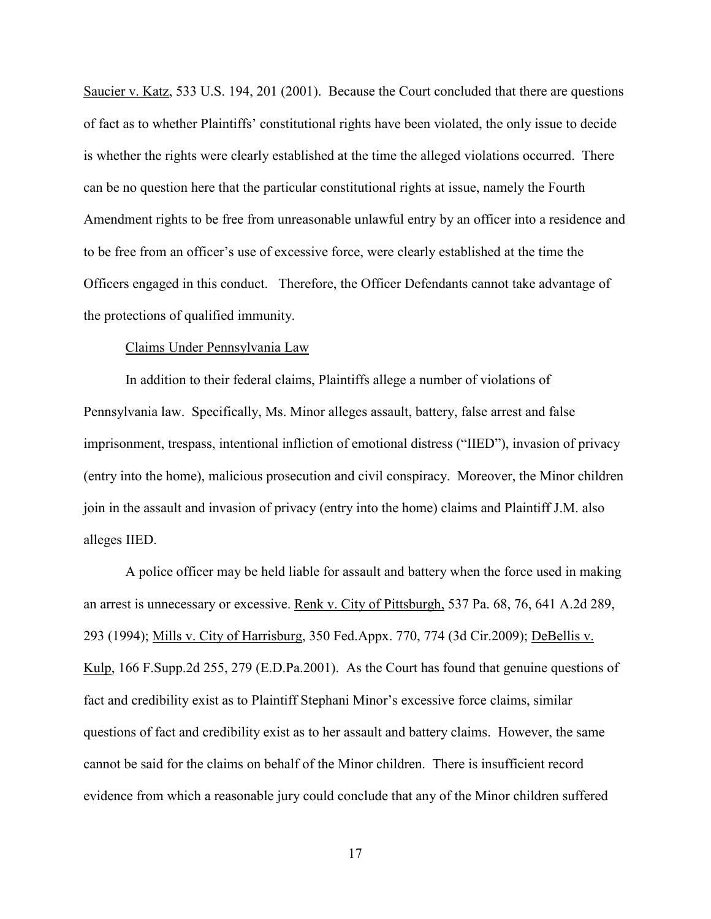Saucier v. Katz, 533 U.S. 194, 201 (2001). Because the Court concluded that there are questions of fact as to whether Plaintiffs' constitutional rights have been violated, the only issue to decide is whether the rights were clearly established at the time the alleged violations occurred. There can be no question here that the particular constitutional rights at issue, namely the Fourth Amendment rights to be free from unreasonable unlawful entry by an officer into a residence and to be free from an officer's use of excessive force, were clearly established at the time the Officers engaged in this conduct. Therefore, the Officer Defendants cannot take advantage of the protections of qualified immunity.

Claims Under Pennsylvania Law

In addition to their federal claims, Plaintiffs allege a number of violations of Pennsylvania law. Specifically, Ms. Minor alleges assault, battery, false arrest and false imprisonment, trespass, intentional infliction of emotional distress ("IIED"), invasion of privacy (entry into the home), malicious prosecution and civil conspiracy. Moreover, the Minor children join in the assault and invasion of privacy (entry into the home) claims and Plaintiff J.M. also alleges IIED.

A police officer may be held liable for assault and battery when the force used in making an arrest is unnecessary or excessive. Renk v. City of Pittsburgh, 537 Pa. 68, 76, 641 A.2d 289, 293 (1994); Mills v. City of Harrisburg, 350 Fed.Appx. 770, 774 (3d Cir.2009); DeBellis v. Kulp, 166 F.Supp.2d 255, 279 (E.D.Pa.2001). As the Court has found that genuine questions of fact and credibility exist as to Plaintiff Stephani Minor's excessive force claims, similar questions of fact and credibility exist as to her assault and battery claims. However, the same cannot be said for the claims on behalf of the Minor children. There is insufficient record evidence from which a reasonable jury could conclude that any of the Minor children suffered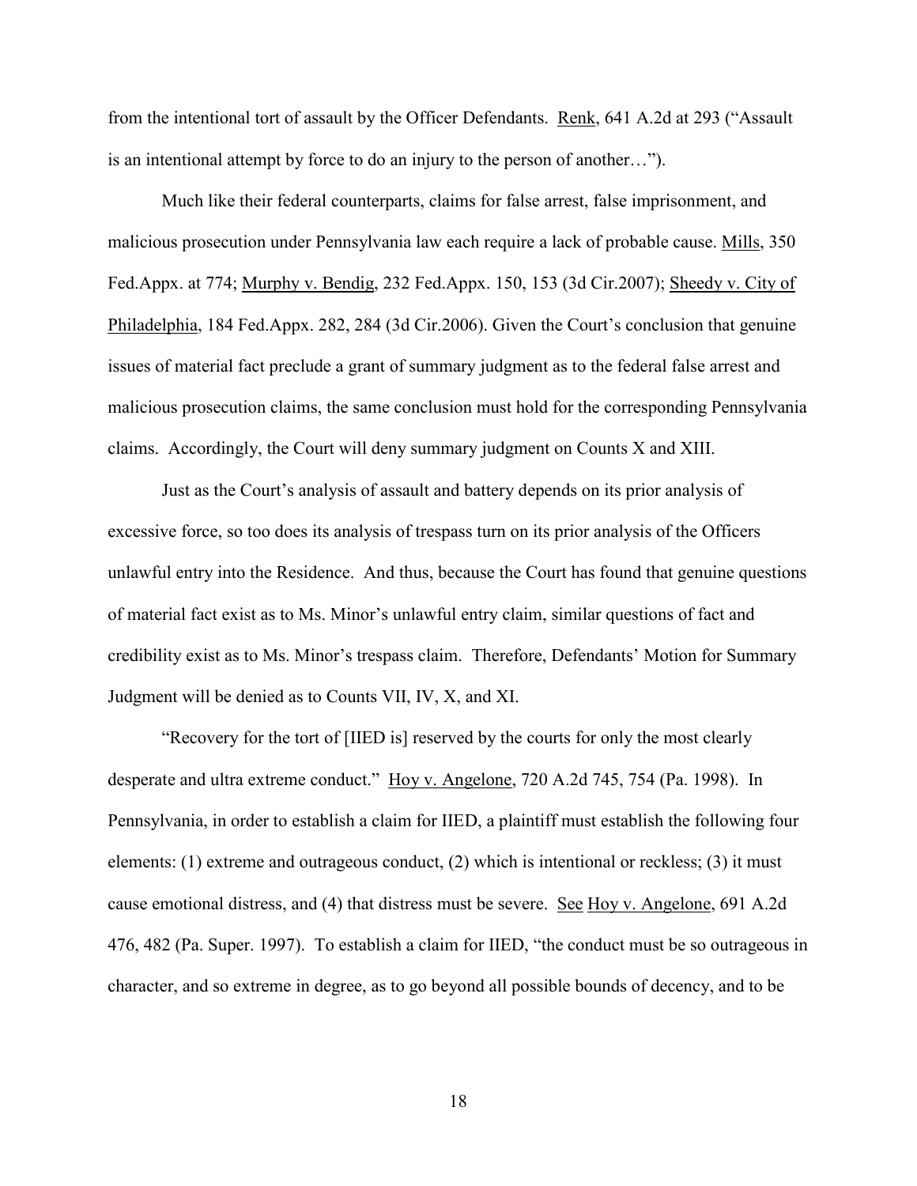from the intentional tort of assault by the Officer Defendants. Renk, 641 A.2d at 293 ("Assault is an intentional attempt by force to do an injury to the person of another…").

Much like their federal counterparts, claims for false arrest, false imprisonment, and malicious prosecution under Pennsylvania law each require a lack of probable cause. Mills, 350 Fed.Appx. at 774; Murphy v. Bendig, 232 Fed.Appx. 150, 153 (3d Cir.2007); Sheedy v. City of Philadelphia, 184 Fed.Appx. 282, 284 (3d Cir.2006). Given the Court's conclusion that genuine issues of material fact preclude a grant of summary judgment as to the federal false arrest and malicious prosecution claims, the same conclusion must hold for the corresponding Pennsylvania claims. Accordingly, the Court will deny summary judgment on Counts X and XIII.

Just as the Court's analysis of assault and battery depends on its prior analysis of excessive force, so too does its analysis of trespass turn on its prior analysis of the Officers unlawful entry into the Residence. And thus, because the Court has found that genuine questions of material fact exist as to Ms. Minor's unlawful entry claim, similar questions of fact and credibility exist as to Ms. Minor's trespass claim. Therefore, Defendants' Motion for Summary Judgment will be denied as to Counts VII, IV, X, and XI.

"Recovery for the tort of [IIED is] reserved by the courts for only the most clearly desperate and ultra extreme conduct." Hoy v. Angelone, 720 A.2d 745, 754 (Pa. 1998). In Pennsylvania, in order to establish a claim for IIED, a plaintiff must establish the following four elements: (1) extreme and outrageous conduct, (2) which is intentional or reckless; (3) it must cause emotional distress, and (4) that distress must be severe. See Hoy v. Angelone, 691 A.2d 476, 482 (Pa. Super. 1997). To establish a claim for IIED, "the conduct must be so outrageous in character, and so extreme in degree, as to go beyond all possible bounds of decency, and to be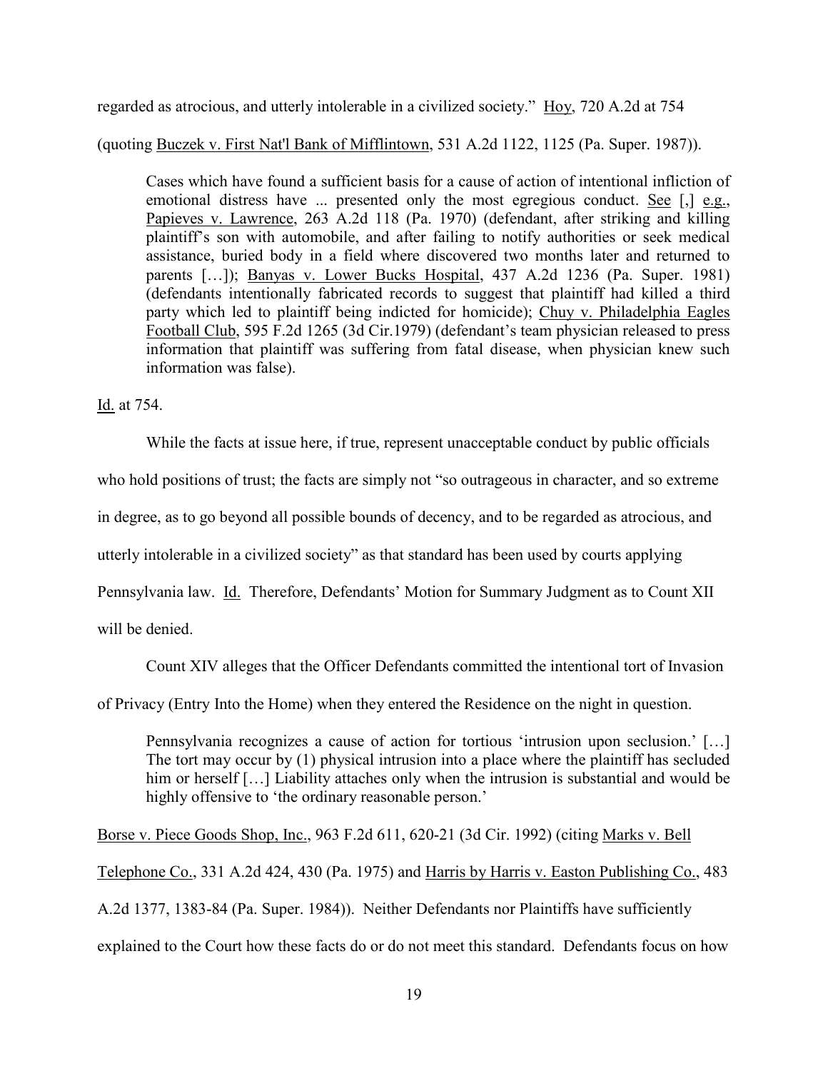regarded as atrocious, and utterly intolerable in a civilized society." Hoy, 720 A.2d at 754 (quoting Buczek v. First Nat'l Bank of Mifflintown, 531 A.2d 1122, 1125 (Pa. Super. 1987)).

> Cases which have found a sufficient basis for a cause of action of intentional infliction of emotional distress have ... presented only the most egregious conduct. See [,] e.g., Papieves v. Lawrence, 263 A.2d 118 (Pa. 1970) (defendant, after striking and killing plaintiff's son with automobile, and after failing to notify authorities or seek medical assistance, buried body in a field where discovered two months later and returned to parents […]); Banyas v. Lower Bucks Hospital, 437 A.2d 1236 (Pa. Super. 1981) (defendants intentionally fabricated records to suggest that plaintiff had killed a third party which led to plaintiff being indicted for homicide); Chuy v. Philadelphia Eagles Football Club, 595 F.2d 1265 (3d Cir.1979) (defendant's team physician released to press information that plaintiff was suffering from fatal disease, when physician knew such information was false).

Id. at 754.

While the facts at issue here, if true, represent unacceptable conduct by public officials who hold positions of trust; the facts are simply not "so outrageous in character, and so extreme in degree, as to go beyond all possible bounds of decency, and to be regarded as atrocious, and utterly intolerable in a civilized society" as that standard has been used by courts applying Pennsylvania law. Id. Therefore, Defendants' Motion for Summary Judgment as to Count XII will be denied.

Count XIV alleges that the Officer Defendants committed the intentional tort of Invasion of Privacy (Entry Into the Home) when they entered the Residence on the night in question.

> Pennsylvania recognizes a cause of action for tortious 'intrusion upon seclusion.' […] The tort may occur by (1) physical intrusion into a place where the plaintiff has secluded him or herself […] Liability attaches only when the intrusion is substantial and would be highly offensive to 'the ordinary reasonable person.'

Borse v. Piece Goods Shop, Inc., 963 F.2d 611, 620-21 (3d Cir. 1992) (citing Marks v. Bell Telephone Co., 331 A.2d 424, 430 (Pa. 1975) and Harris by Harris v. Easton Publishing Co., 483 A.2d 1377, 1383-84 (Pa. Super. 1984)). Neither Defendants nor Plaintiffs have sufficiently explained to the Court how these facts do or do not meet this standard. Defendants focus on how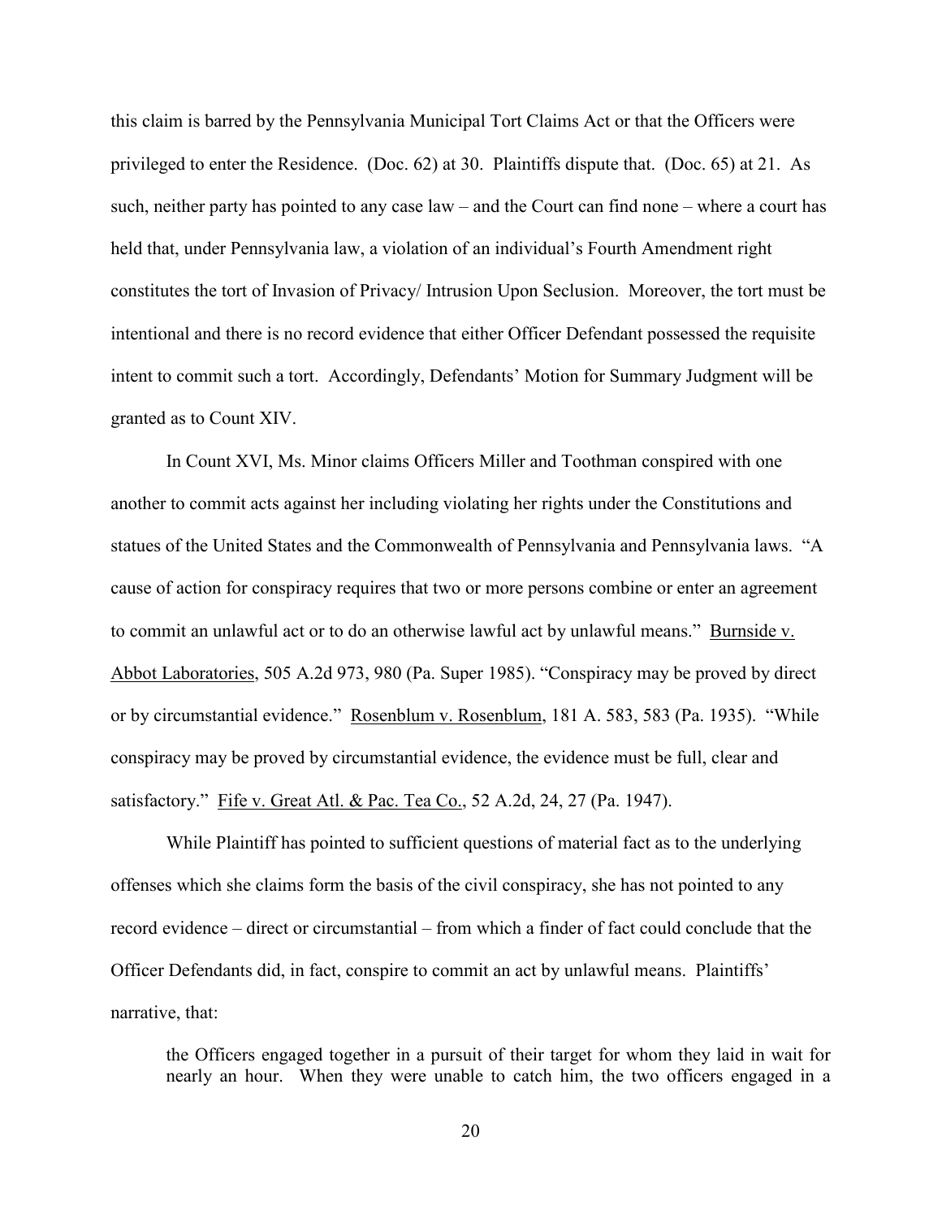this claim is barred by the Pennsylvania Municipal Tort Claims Act or that the Officers were privileged to enter the Residence. (Doc. 62) at 30. Plaintiffs dispute that. (Doc. 65) at 21. As such, neither party has pointed to any case law – and the Court can find none – where a court has held that, under Pennsylvania law, a violation of an individual's Fourth Amendment right constitutes the tort of Invasion of Privacy/ Intrusion Upon Seclusion. Moreover, the tort must be intentional and there is no record evidence that either Officer Defendant possessed the requisite intent to commit such a tort. Accordingly, Defendants' Motion for Summary Judgment will be granted as to Count XIV.

In Count XVI, Ms. Minor claims Officers Miller and Toothman conspired with one another to commit acts against her including violating her rights under the Constitutions and statues of the United States and the Commonwealth of Pennsylvania and Pennsylvania laws. "A cause of action for conspiracy requires that two or more persons combine or enter an agreement to commit an unlawful act or to do an otherwise lawful act by unlawful means." Burnside v. Abbot Laboratories, 505 A.2d 973, 980 (Pa. Super 1985). "Conspiracy may be proved by direct or by circumstantial evidence." Rosenblum v. Rosenblum, 181 A. 583, 583 (Pa. 1935). "While conspiracy may be proved by circumstantial evidence, the evidence must be full, clear and satisfactory." Fife v. Great Atl. & Pac. Tea Co., 52 A.2d, 24, 27 (Pa. 1947).

While Plaintiff has pointed to sufficient questions of material fact as to the underlying offenses which she claims form the basis of the civil conspiracy, she has not pointed to any record evidence – direct or circumstantial – from which a finder of fact could conclude that the Officer Defendants did, in fact, conspire to commit an act by unlawful means. Plaintiffs' narrative, that:

> the Officers engaged together in a pursuit of their target for whom they laid in wait for nearly an hour. When they were unable to catch him, the two officers engaged in a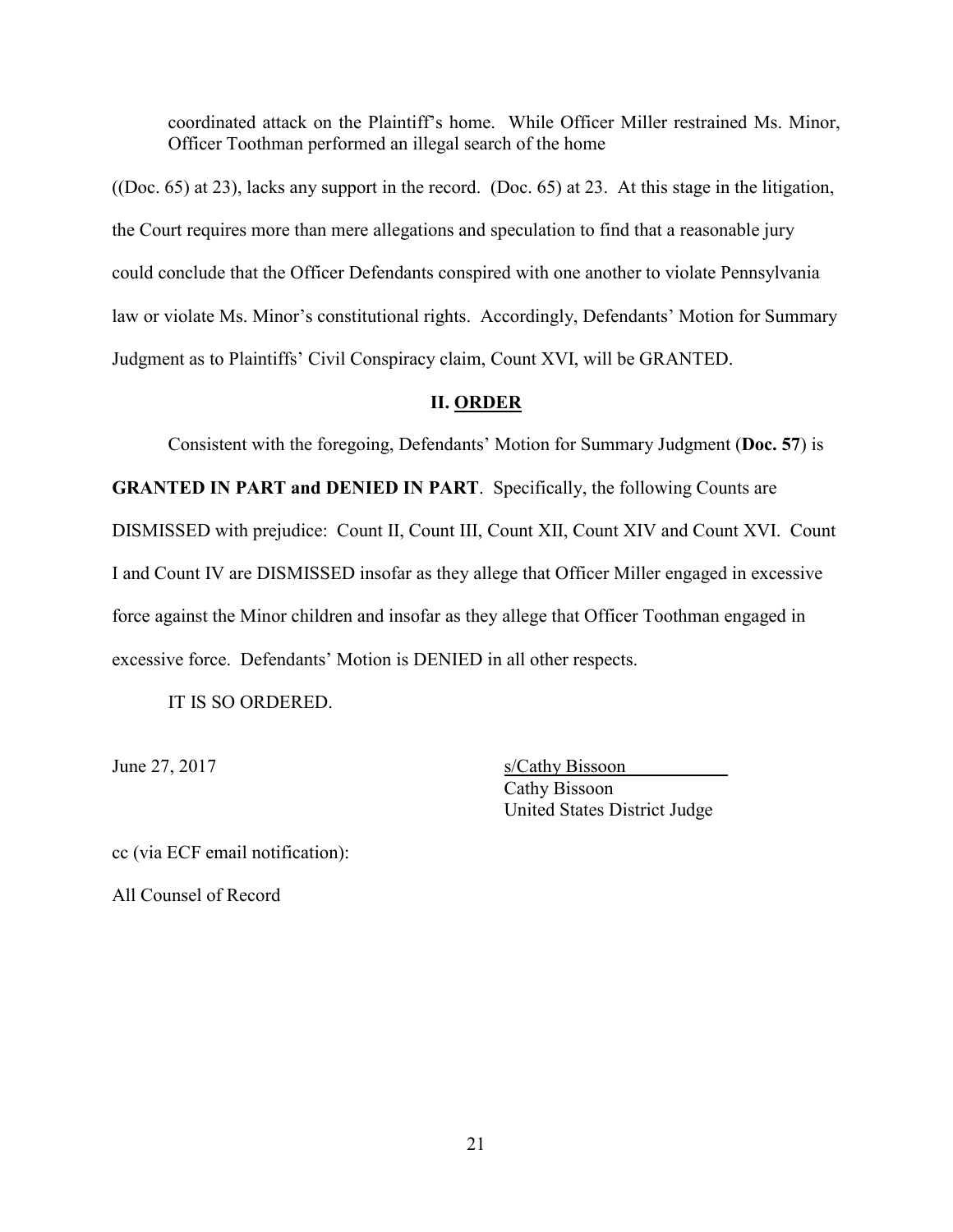> coordinated attack on the Plaintiff's home. While Officer Miller restrained Ms. Minor, Officer Toothman performed an illegal search of the home

((Doc. 65) at 23), lacks any support in the record. (Doc. 65) at 23. At this stage in the litigation, the Court requires more than mere allegations and speculation to find that a reasonable jury could conclude that the Officer Defendants conspired with one another to violate Pennsylvania law or violate Ms. Minor's constitutional rights. Accordingly, Defendants' Motion for Summary Judgment as to Plaintiffs' Civil Conspiracy claim, Count XVI, will be GRANTED.

## II. ORDER

Consistent with the foregoing, Defendants' Motion for Summary Judgment (**Doc. 57**) is **GRANTED IN PART and DENIED IN PART**. Specifically, the following Counts are DISMISSED with prejudice: Count II, Count III, Count XII, Count XIV and Count XVI. Count I and Count IV are DISMISSED insofar as they allege that Officer Miller engaged in excessive force against the Minor children and insofar as they allege that Officer Toothman engaged in excessive force. Defendants' Motion is DENIED in all other respects.

IT IS SO ORDERED.

June 27, 2017

s/Cathy Bissoon
Cathy Bissoon
United States District Judge

cc (via ECF email notification):

All Counsel of Record